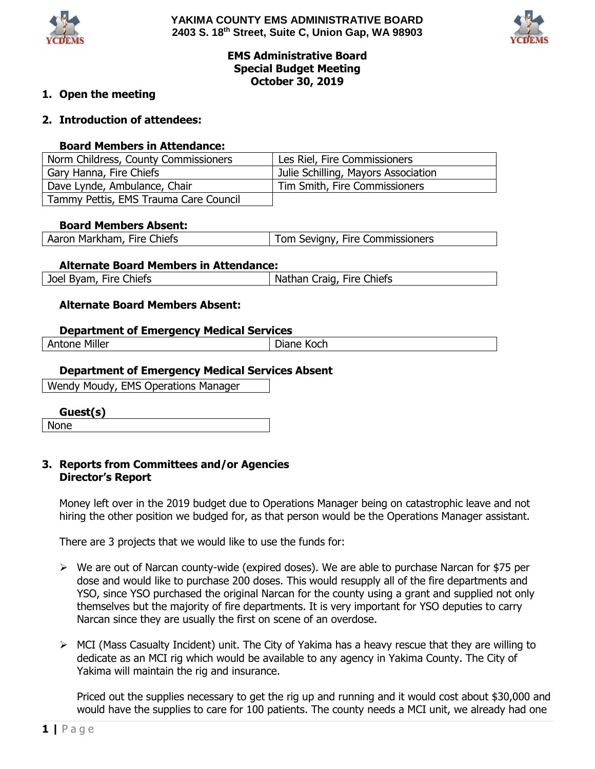**YAKIMA COUNTY EMS ADMINISTRATIVE BOARD**
**2403 S. 18th Street, Suite C, Union Gap, WA 98903**

# EMS Administrative Board
## Special Budget Meeting
## October 30, 2019

1. **Open the meeting**

2. **Introduction of attendees:**

**Board Members in Attendance:**

| | |
|---|---|
| Norm Childress, County Commissioners | Les Riel, Fire Commissioners |
| Gary Hanna, Fire Chiefs | Julie Schilling, Mayors Association |
| Dave Lynde, Ambulance, Chair | Tim Smith, Fire Commissioners |
| Tammy Pettis, EMS Trauma Care Council | |

**Board Members Absent:**

| | |
|---|---|
| Aaron Markham, Fire Chiefs | Tom Sevigny, Fire Commissioners |

**Alternate Board Members in Attendance:**

| | |
|---|---|
| Joel Byam, Fire Chiefs | Nathan Craig, Fire Chiefs |

**Alternate Board Members Absent:**

**Department of Emergency Medical Services**

| | |
|---|---|
| Antone Miller | Diane Koch |

**Department of Emergency Medical Services Absent**

| |
|---|
| Wendy Moudy, EMS Operations Manager |

**Guest(s)**

| |
|---|
| None |

3. **Reports from Committees and/or Agencies**
   **Director's Report**

Money left over in the 2019 budget due to Operations Manager being on catastrophic leave and not hiring the other position we budgeted for, as that person would be the Operations Manager assistant.

There are 3 projects that we would like to use the funds for:

- We are out of Narcan county-wide (expired doses). We are able to purchase Narcan for $75 per dose and would like to purchase 200 doses. This would resupply all of the fire departments and YSO, since YSO purchased the original Narcan for the county using a grant and supplied not only themselves but the majority of fire departments. It is very important for YSO deputies to carry Narcan since they are usually the first on scene of an overdose.

- MCI (Mass Casualty Incident) unit. The City of Yakima has a heavy rescue that they are willing to dedicate as an MCI rig which would be available to any agency in Yakima County. The City of Yakima will maintain the rig and insurance.

  Priced out the supplies necessary to get the rig up and running and it would cost about $30,000 and would have the supplies to care for 100 patients. The county needs a MCI unit, we already had one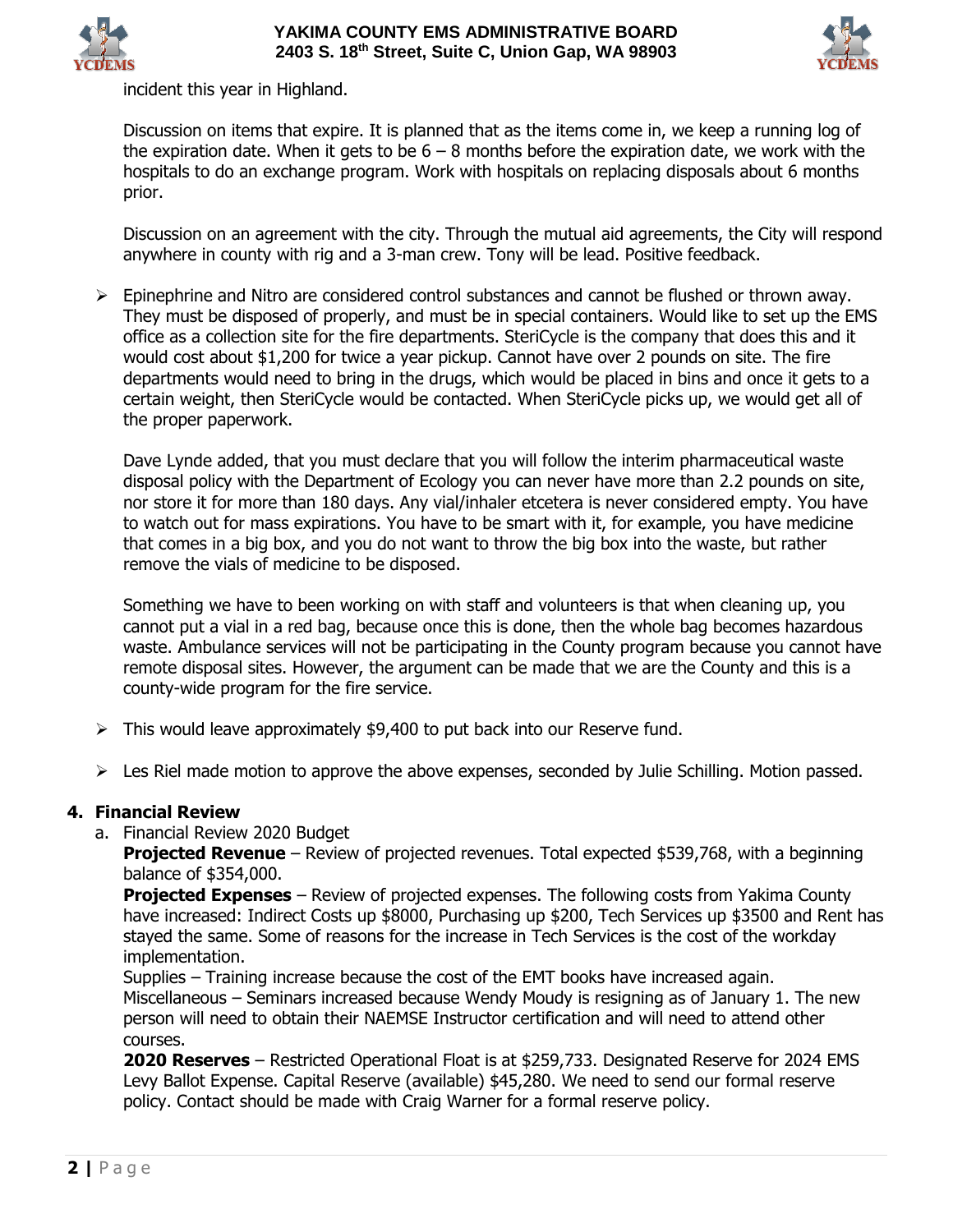incident this year in Highland.

Discussion on items that expire. It is planned that as the items come in, we keep a running log of the expiration date. When it gets to be 6 – 8 months before the expiration date, we work with the hospitals to do an exchange program. Work with hospitals on replacing disposals about 6 months prior.

Discussion on an agreement with the city. Through the mutual aid agreements, the City will respond anywhere in county with rig and a 3-man crew. Tony will be lead. Positive feedback.

- Epinephrine and Nitro are considered control substances and cannot be flushed or thrown away. They must be disposed of properly, and must be in special containers. Would like to set up the EMS office as a collection site for the fire departments. SteriCycle is the company that does this and it would cost about $1,200 for twice a year pickup. Cannot have over 2 pounds on site. The fire departments would need to bring in the drugs, which would be placed in bins and once it gets to a certain weight, then SteriCycle would be contacted. When SteriCycle picks up, we would get all of the proper paperwork.

  Dave Lynde added, that you must declare that you will follow the interim pharmaceutical waste disposal policy with the Department of Ecology you can never have more than 2.2 pounds on site, nor store it for more than 180 days. Any vial/inhaler etcetera is never considered empty. You have to watch out for mass expirations. You have to be smart with it, for example, you have medicine that comes in a big box, and you do not want to throw the big box into the waste, but rather remove the vials of medicine to be disposed.

  Something we have to been working on with staff and volunteers is that when cleaning up, you cannot put a vial in a red bag, because once this is done, then the whole bag becomes hazardous waste. Ambulance services will not be participating in the County program because you cannot have remote disposal sites. However, the argument can be made that we are the County and this is a county-wide program for the fire service.

- This would leave approximately $9,400 to put back into our Reserve fund.

- Les Riel made motion to approve the above expenses, seconded by Julie Schilling. Motion passed.

## 4. Financial Review

a. Financial Review 2020 Budget

**Projected Revenue** – Review of projected revenues. Total expected $539,768, with a beginning balance of $354,000.

**Projected Expenses** – Review of projected expenses. The following costs from Yakima County have increased: Indirect Costs up $8000, Purchasing up $200, Tech Services up $3500 and Rent has stayed the same. Some of reasons for the increase in Tech Services is the cost of the workday implementation.

Supplies – Training increase because the cost of the EMT books have increased again.

Miscellaneous – Seminars increased because Wendy Moudy is resigning as of January 1. The new person will need to obtain their NAEMSE Instructor certification and will need to attend other courses.

**2020 Reserves** – Restricted Operational Float is at $259,733. Designated Reserve for 2024 EMS Levy Ballot Expense. Capital Reserve (available) $45,280. We need to send our formal reserve policy. Contact should be made with Craig Warner for a formal reserve policy.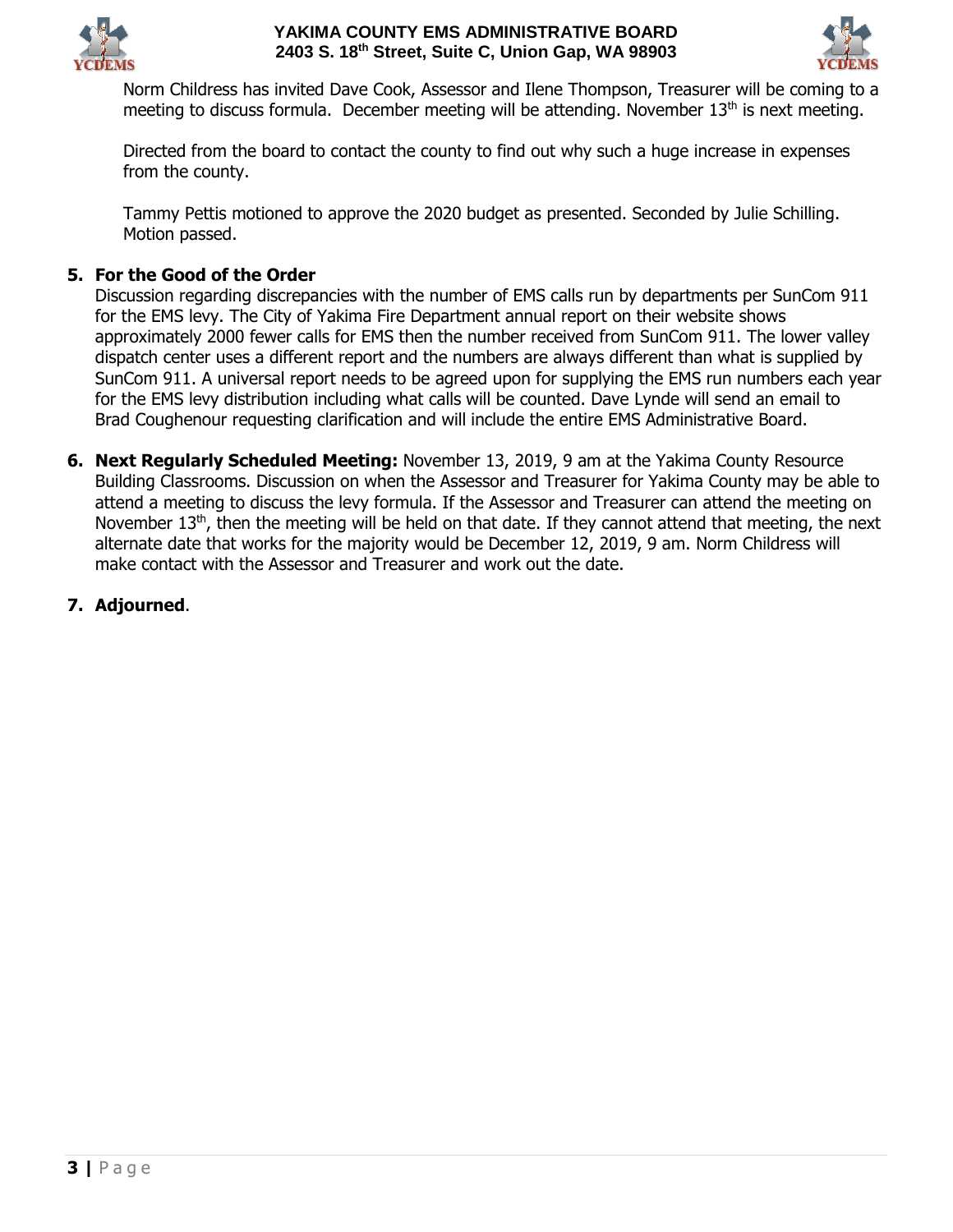Norm Childress has invited Dave Cook, Assessor and Ilene Thompson, Treasurer will be coming to a meeting to discuss formula. December meeting will be attending. November 13th is next meeting.

Directed from the board to contact the county to find out why such a huge increase in expenses from the county.

Tammy Pettis motioned to approve the 2020 budget as presented. Seconded by Julie Schilling. Motion passed.

5. **For the Good of the Order**
   Discussion regarding discrepancies with the number of EMS calls run by departments per SunCom 911 for the EMS levy. The City of Yakima Fire Department annual report on their website shows approximately 2000 fewer calls for EMS then the number received from SunCom 911. The lower valley dispatch center uses a different report and the numbers are always different than what is supplied by SunCom 911. A universal report needs to be agreed upon for supplying the EMS run numbers each year for the EMS levy distribution including what calls will be counted. Dave Lynde will send an email to Brad Coughenour requesting clarification and will include the entire EMS Administrative Board.

6. **Next Regularly Scheduled Meeting:** November 13, 2019, 9 am at the Yakima County Resource Building Classrooms. Discussion on when the Assessor and Treasurer for Yakima County may be able to attend a meeting to discuss the levy formula. If the Assessor and Treasurer can attend the meeting on November 13th, then the meeting will be held on that date. If they cannot attend that meeting, the next alternate date that works for the majority would be December 12, 2019, 9 am. Norm Childress will make contact with the Assessor and Treasurer and work out the date.

7. **Adjourned**.